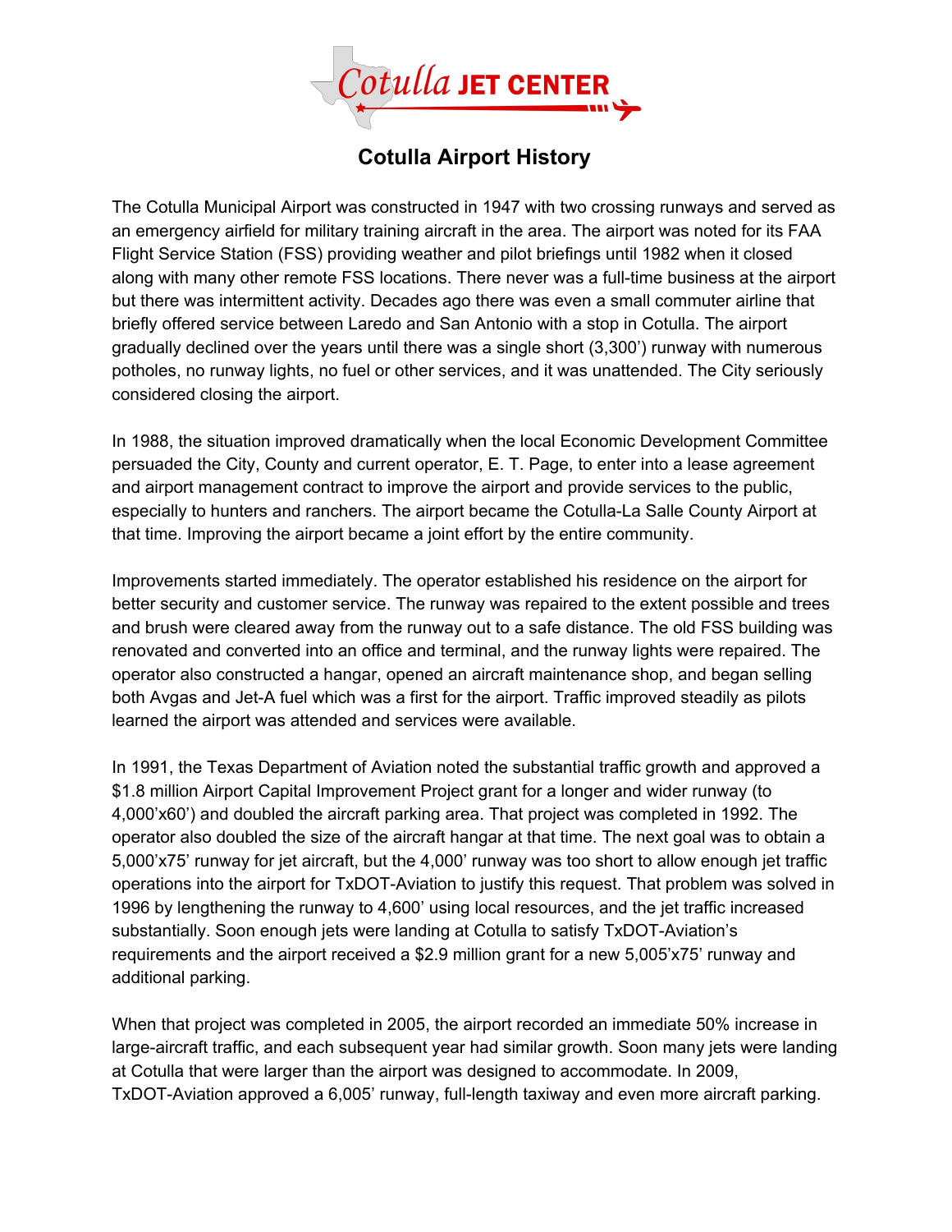Cotulla JET CENTER

# Cotulla Airport History

The Cotulla Municipal Airport was constructed in 1947 with two crossing runways and served as an emergency airfield for military training aircraft in the area. The airport was noted for its FAA Flight Service Station (FSS) providing weather and pilot briefings until 1982 when it closed along with many other remote FSS locations. There never was a full-time business at the airport but there was intermittent activity. Decades ago there was even a small commuter airline that briefly offered service between Laredo and San Antonio with a stop in Cotulla. The airport gradually declined over the years until there was a single short (3,300') runway with numerous potholes, no runway lights, no fuel or other services, and it was unattended. The City seriously considered closing the airport.

In 1988, the situation improved dramatically when the local Economic Development Committee persuaded the City, County and current operator, E. T. Page, to enter into a lease agreement and airport management contract to improve the airport and provide services to the public, especially to hunters and ranchers. The airport became the Cotulla-La Salle County Airport at that time. Improving the airport became a joint effort by the entire community.

Improvements started immediately. The operator established his residence on the airport for better security and customer service. The runway was repaired to the extent possible and trees and brush were cleared away from the runway out to a safe distance. The old FSS building was renovated and converted into an office and terminal, and the runway lights were repaired. The operator also constructed a hangar, opened an aircraft maintenance shop, and began selling both Avgas and Jet-A fuel which was a first for the airport. Traffic improved steadily as pilots learned the airport was attended and services were available.

In 1991, the Texas Department of Aviation noted the substantial traffic growth and approved a $1.8 million Airport Capital Improvement Project grant for a longer and wider runway (to 4,000'x60') and doubled the aircraft parking area. That project was completed in 1992. The operator also doubled the size of the aircraft hangar at that time. The next goal was to obtain a 5,000'x75' runway for jet aircraft, but the 4,000' runway was too short to allow enough jet traffic operations into the airport for TxDOT-Aviation to justify this request. That problem was solved in 1996 by lengthening the runway to 4,600' using local resources, and the jet traffic increased substantially. Soon enough jets were landing at Cotulla to satisfy TxDOT-Aviation's requirements and the airport received a $2.9 million grant for a new 5,005'x75' runway and additional parking.

When that project was completed in 2005, the airport recorded an immediate 50% increase in large-aircraft traffic, and each subsequent year had similar growth. Soon many jets were landing at Cotulla that were larger than the airport was designed to accommodate. In 2009, TxDOT-Aviation approved a 6,005' runway, full-length taxiway and even more aircraft parking.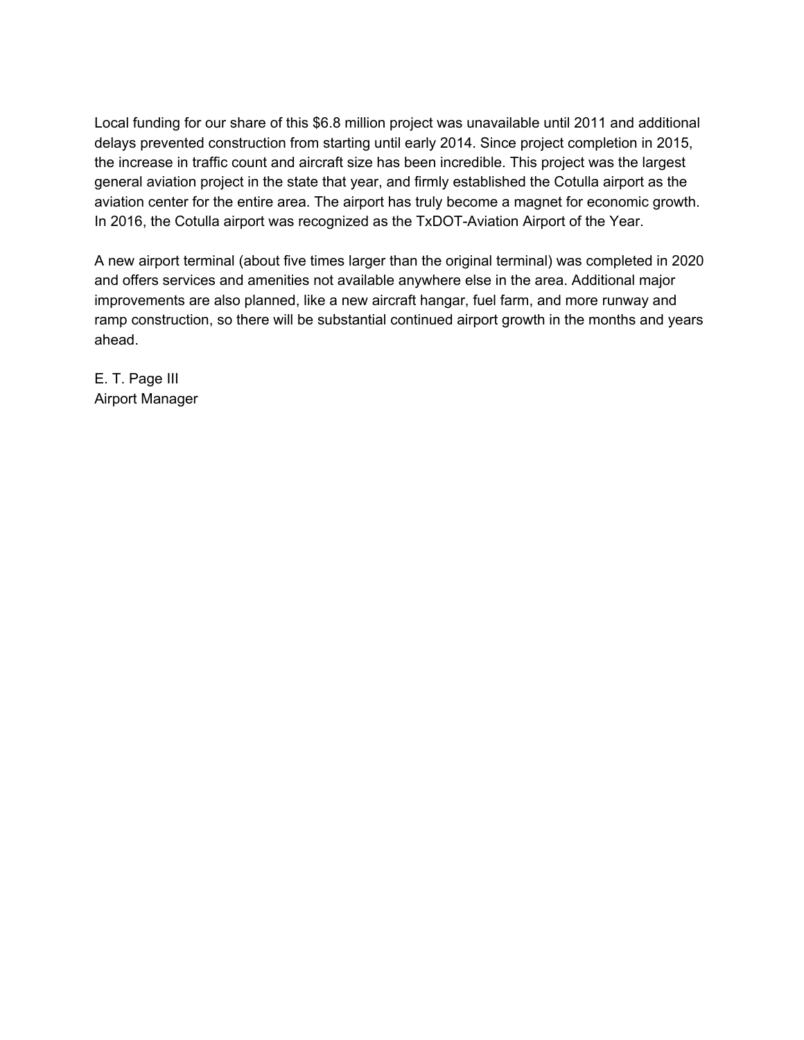Local funding for our share of this $6.8 million project was unavailable until 2011 and additional delays prevented construction from starting until early 2014. Since project completion in 2015, the increase in traffic count and aircraft size has been incredible. This project was the largest general aviation project in the state that year, and firmly established the Cotulla airport as the aviation center for the entire area. The airport has truly become a magnet for economic growth. In 2016, the Cotulla airport was recognized as the TxDOT-Aviation Airport of the Year.

A new airport terminal (about five times larger than the original terminal) was completed in 2020 and offers services and amenities not available anywhere else in the area. Additional major improvements are also planned, like a new aircraft hangar, fuel farm, and more runway and ramp construction, so there will be substantial continued airport growth in the months and years ahead.

E. T. Page III
Airport Manager